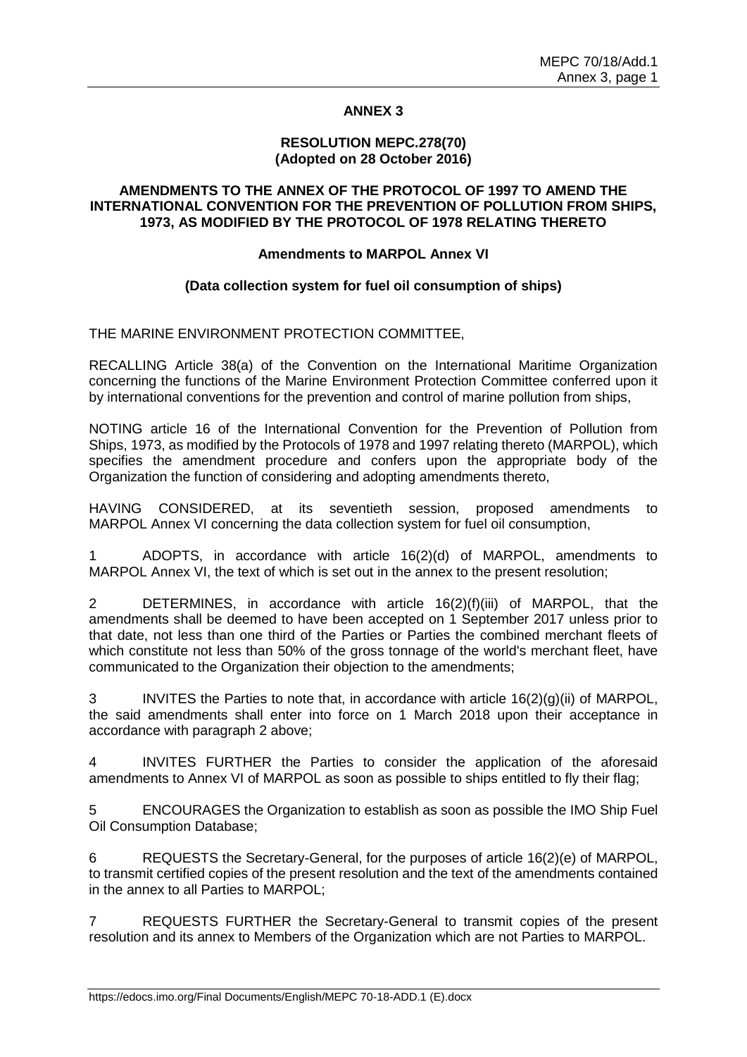## ANNEX 3

### RESOLUTION MEPC.278(70)
### (Adopted on 28 October 2016)

### AMENDMENTS TO THE ANNEX OF THE PROTOCOL OF 1997 TO AMEND THE INTERNATIONAL CONVENTION FOR THE PREVENTION OF POLLUTION FROM SHIPS, 1973, AS MODIFIED BY THE PROTOCOL OF 1978 RELATING THERETO

**Amendments to MARPOL Annex VI**

**(Data collection system for fuel oil consumption of ships)**

THE MARINE ENVIRONMENT PROTECTION COMMITTEE,

RECALLING Article 38(a) of the Convention on the International Maritime Organization concerning the functions of the Marine Environment Protection Committee conferred upon it by international conventions for the prevention and control of marine pollution from ships,

NOTING article 16 of the International Convention for the Prevention of Pollution from Ships, 1973, as modified by the Protocols of 1978 and 1997 relating thereto (MARPOL), which specifies the amendment procedure and confers upon the appropriate body of the Organization the function of considering and adopting amendments thereto,

HAVING CONSIDERED, at its seventieth session, proposed amendments to MARPOL Annex VI concerning the data collection system for fuel oil consumption,

1 ADOPTS, in accordance with article 16(2)(d) of MARPOL, amendments to MARPOL Annex VI, the text of which is set out in the annex to the present resolution;

2 DETERMINES, in accordance with article 16(2)(f)(iii) of MARPOL, that the amendments shall be deemed to have been accepted on 1 September 2017 unless prior to that date, not less than one third of the Parties or Parties the combined merchant fleets of which constitute not less than 50% of the gross tonnage of the world's merchant fleet, have communicated to the Organization their objection to the amendments;

3 INVITES the Parties to note that, in accordance with article 16(2)(g)(ii) of MARPOL, the said amendments shall enter into force on 1 March 2018 upon their acceptance in accordance with paragraph 2 above;

4 INVITES FURTHER the Parties to consider the application of the aforesaid amendments to Annex VI of MARPOL as soon as possible to ships entitled to fly their flag;

5 ENCOURAGES the Organization to establish as soon as possible the IMO Ship Fuel Oil Consumption Database;

6 REQUESTS the Secretary-General, for the purposes of article 16(2)(e) of MARPOL, to transmit certified copies of the present resolution and the text of the amendments contained in the annex to all Parties to MARPOL;

7 REQUESTS FURTHER the Secretary-General to transmit copies of the present resolution and its annex to Members of the Organization which are not Parties to MARPOL.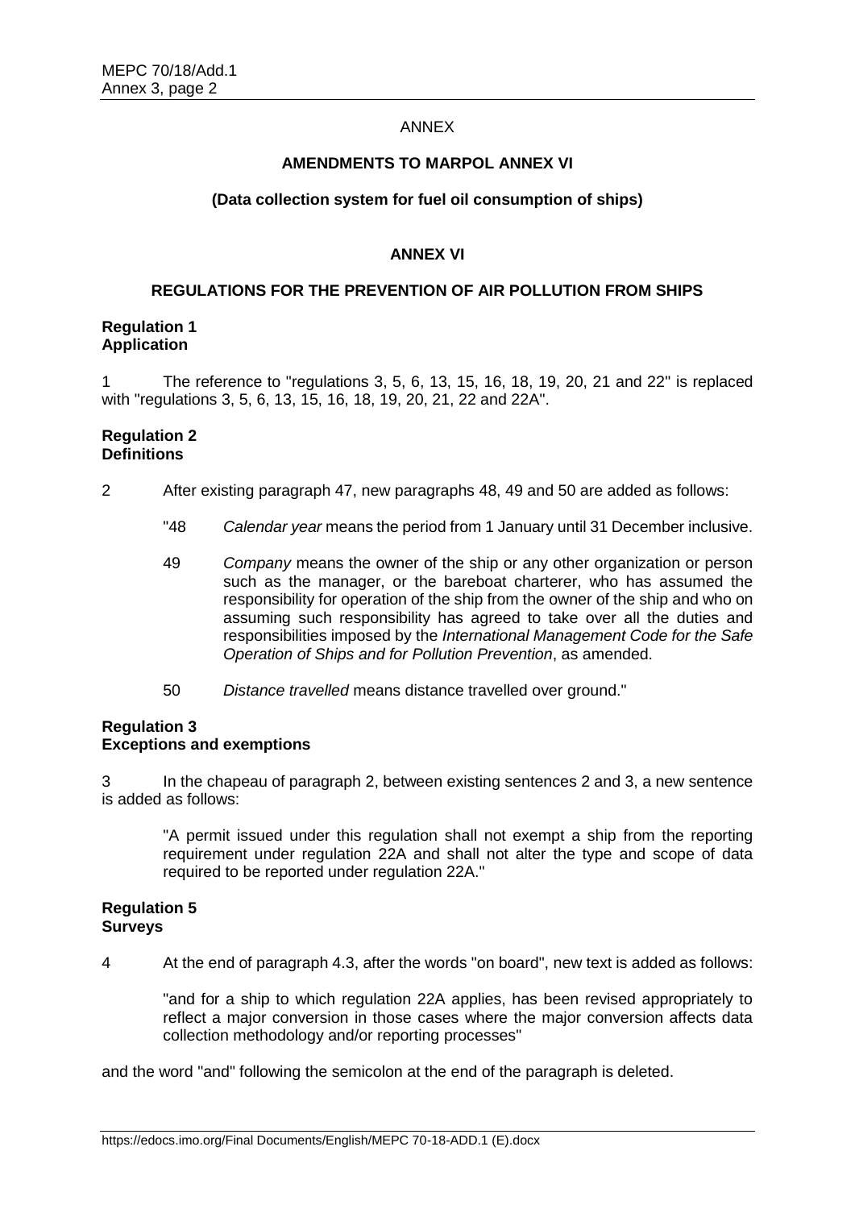ANNEX

**AMENDMENTS TO MARPOL ANNEX VI**

**(Data collection system for fuel oil consumption of ships)**

**ANNEX VI**

**REGULATIONS FOR THE PREVENTION OF AIR POLLUTION FROM SHIPS**

**Regulation 1**
**Application**

1 The reference to "regulations 3, 5, 6, 13, 15, 16, 18, 19, 20, 21 and 22" is replaced with "regulations 3, 5, 6, 13, 15, 16, 18, 19, 20, 21, 22 and 22A".

**Regulation 2**
**Definitions**

2 After existing paragraph 47, new paragraphs 48, 49 and 50 are added as follows:

> "48 *Calendar year* means the period from 1 January until 31 December inclusive.
>
> 49 *Company* means the owner of the ship or any other organization or person such as the manager, or the bareboat charterer, who has assumed the responsibility for operation of the ship from the owner of the ship and who on assuming such responsibility has agreed to take over all the duties and responsibilities imposed by the *International Management Code for the Safe Operation of Ships and for Pollution Prevention*, as amended.
>
> 50 *Distance travelled* means distance travelled over ground."

**Regulation 3**
**Exceptions and exemptions**

3 In the chapeau of paragraph 2, between existing sentences 2 and 3, a new sentence is added as follows:

> "A permit issued under this regulation shall not exempt a ship from the reporting requirement under regulation 22A and shall not alter the type and scope of data required to be reported under regulation 22A."

**Regulation 5**
**Surveys**

4 At the end of paragraph 4.3, after the words "on board", new text is added as follows:

> "and for a ship to which regulation 22A applies, has been revised appropriately to reflect a major conversion in those cases where the major conversion affects data collection methodology and/or reporting processes"

and the word "and" following the semicolon at the end of the paragraph is deleted.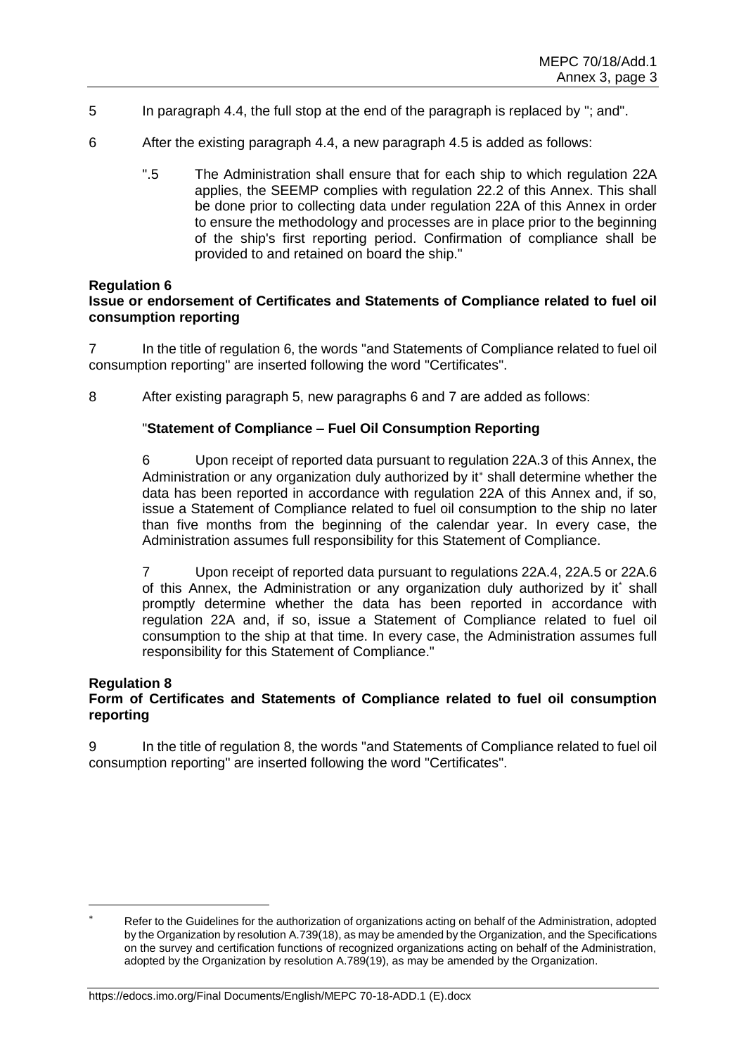5 In paragraph 4.4, the full stop at the end of the paragraph is replaced by "; and".

6 After the existing paragraph 4.4, a new paragraph 4.5 is added as follows:

> ".5 The Administration shall ensure that for each ship to which regulation 22A applies, the SEEMP complies with regulation 22.2 of this Annex. This shall be done prior to collecting data under regulation 22A of this Annex in order to ensure the methodology and processes are in place prior to the beginning of the ship's first reporting period. Confirmation of compliance shall be provided to and retained on board the ship."

**Regulation 6**
**Issue or endorsement of Certificates and Statements of Compliance related to fuel oil consumption reporting**

7 In the title of regulation 6, the words "and Statements of Compliance related to fuel oil consumption reporting" are inserted following the word "Certificates".

8 After existing paragraph 5, new paragraphs 6 and 7 are added as follows:

> "**Statement of Compliance – Fuel Oil Consumption Reporting**
>
> 6 Upon receipt of reported data pursuant to regulation 22A.3 of this Annex, the Administration or any organization duly authorized by it* shall determine whether the data has been reported in accordance with regulation 22A of this Annex and, if so, issue a Statement of Compliance related to fuel oil consumption to the ship no later than five months from the beginning of the calendar year. In every case, the Administration assumes full responsibility for this Statement of Compliance.
>
> 7 Upon receipt of reported data pursuant to regulations 22A.4, 22A.5 or 22A.6 of this Annex, the Administration or any organization duly authorized by it* shall promptly determine whether the data has been reported in accordance with regulation 22A and, if so, issue a Statement of Compliance related to fuel oil consumption to the ship at that time. In every case, the Administration assumes full responsibility for this Statement of Compliance."

**Regulation 8**
**Form of Certificates and Statements of Compliance related to fuel oil consumption reporting**

9 In the title of regulation 8, the words "and Statements of Compliance related to fuel oil consumption reporting" are inserted following the word "Certificates".

---

* Refer to the Guidelines for the authorization of organizations acting on behalf of the Administration, adopted by the Organization by resolution A.739(18), as may be amended by the Organization, and the Specifications on the survey and certification functions of recognized organizations acting on behalf of the Administration, adopted by the Organization by resolution A.789(19), as may be amended by the Organization.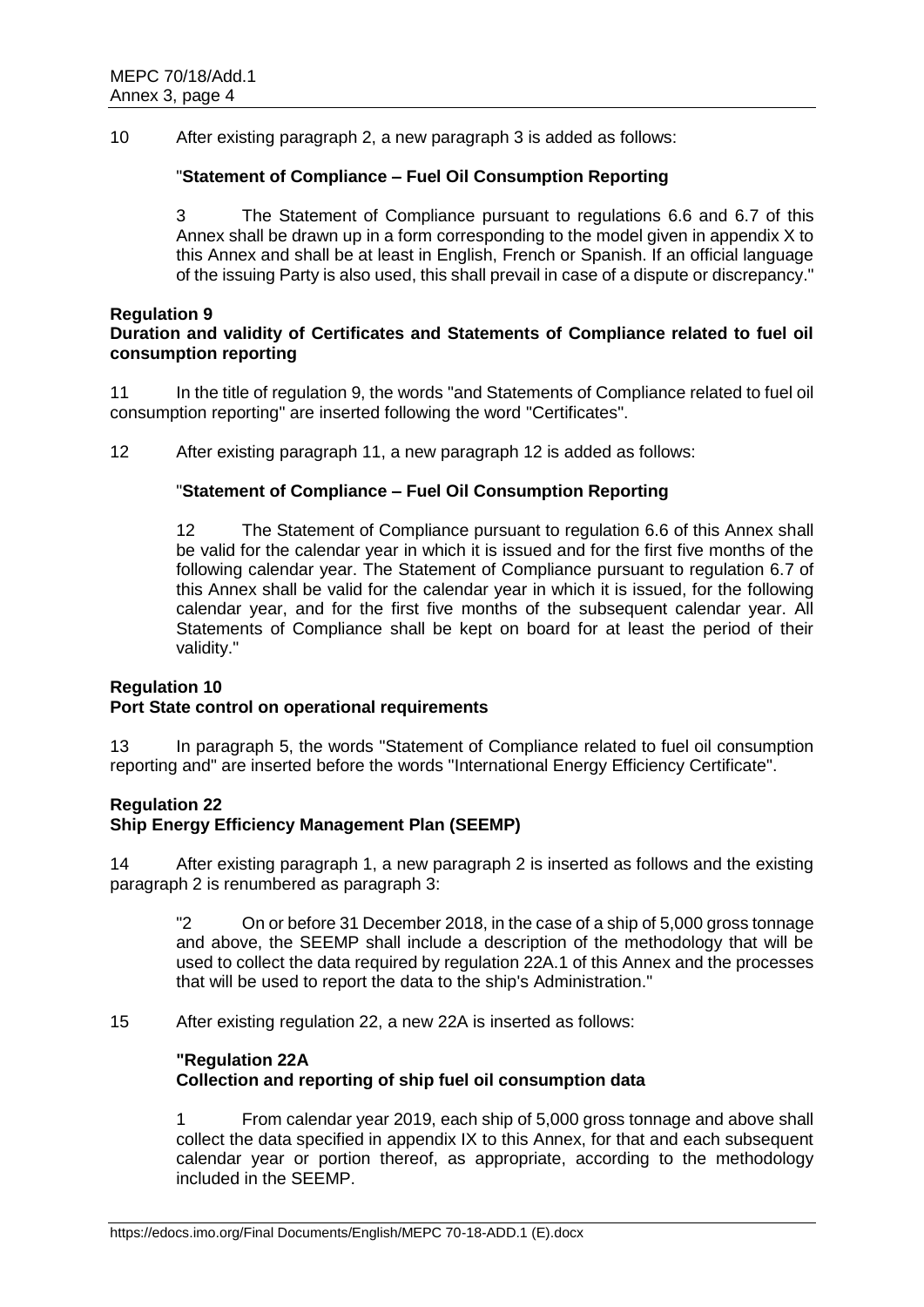10 After existing paragraph 2, a new paragraph 3 is added as follows:

> "**Statement of Compliance – Fuel Oil Consumption Reporting**
>
> 3 The Statement of Compliance pursuant to regulations 6.6 and 6.7 of this Annex shall be drawn up in a form corresponding to the model given in appendix X to this Annex and shall be at least in English, French or Spanish. If an official language of the issuing Party is also used, this shall prevail in case of a dispute or discrepancy."

**Regulation 9**
**Duration and validity of Certificates and Statements of Compliance related to fuel oil consumption reporting**

11 In the title of regulation 9, the words "and Statements of Compliance related to fuel oil consumption reporting" are inserted following the word "Certificates".

12 After existing paragraph 11, a new paragraph 12 is added as follows:

> "**Statement of Compliance – Fuel Oil Consumption Reporting**
>
> 12 The Statement of Compliance pursuant to regulation 6.6 of this Annex shall be valid for the calendar year in which it is issued and for the first five months of the following calendar year. The Statement of Compliance pursuant to regulation 6.7 of this Annex shall be valid for the calendar year in which it is issued, for the following calendar year, and for the first five months of the subsequent calendar year. All Statements of Compliance shall be kept on board for at least the period of their validity."

**Regulation 10**
**Port State control on operational requirements**

13 In paragraph 5, the words "Statement of Compliance related to fuel oil consumption reporting and" are inserted before the words "International Energy Efficiency Certificate".

**Regulation 22**
**Ship Energy Efficiency Management Plan (SEEMP)**

14 After existing paragraph 1, a new paragraph 2 is inserted as follows and the existing paragraph 2 is renumbered as paragraph 3:

> "2 On or before 31 December 2018, in the case of a ship of 5,000 gross tonnage and above, the SEEMP shall include a description of the methodology that will be used to collect the data required by regulation 22A.1 of this Annex and the processes that will be used to report the data to the ship's Administration."

15 After existing regulation 22, a new 22A is inserted as follows:

> **"Regulation 22A**
> **Collection and reporting of ship fuel oil consumption data**
>
> 1 From calendar year 2019, each ship of 5,000 gross tonnage and above shall collect the data specified in appendix IX to this Annex, for that and each subsequent calendar year or portion thereof, as appropriate, according to the methodology included in the SEEMP.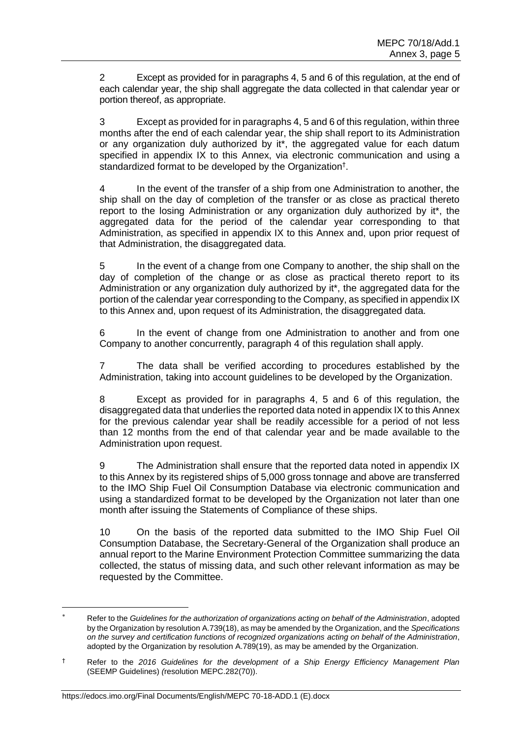2 Except as provided for in paragraphs 4, 5 and 6 of this regulation, at the end of each calendar year, the ship shall aggregate the data collected in that calendar year or portion thereof, as appropriate.

3 Except as provided for in paragraphs 4, 5 and 6 of this regulation, within three months after the end of each calendar year, the ship shall report to its Administration or any organization duly authorized by it*, the aggregated value for each datum specified in appendix IX to this Annex, via electronic communication and using a standardized format to be developed by the Organization†.

4 In the event of the transfer of a ship from one Administration to another, the ship shall on the day of completion of the transfer or as close as practical thereto report to the losing Administration or any organization duly authorized by it*, the aggregated data for the period of the calendar year corresponding to that Administration, as specified in appendix IX to this Annex and, upon prior request of that Administration, the disaggregated data.

5 In the event of a change from one Company to another, the ship shall on the day of completion of the change or as close as practical thereto report to its Administration or any organization duly authorized by it*, the aggregated data for the portion of the calendar year corresponding to the Company, as specified in appendix IX to this Annex and, upon request of its Administration, the disaggregated data.

6 In the event of change from one Administration to another and from one Company to another concurrently, paragraph 4 of this regulation shall apply.

7 The data shall be verified according to procedures established by the Administration, taking into account guidelines to be developed by the Organization.

8 Except as provided for in paragraphs 4, 5 and 6 of this regulation, the disaggregated data that underlies the reported data noted in appendix IX to this Annex for the previous calendar year shall be readily accessible for a period of not less than 12 months from the end of that calendar year and be made available to the Administration upon request.

9 The Administration shall ensure that the reported data noted in appendix IX to this Annex by its registered ships of 5,000 gross tonnage and above are transferred to the IMO Ship Fuel Oil Consumption Database via electronic communication and using a standardized format to be developed by the Organization not later than one month after issuing the Statements of Compliance of these ships.

10 On the basis of the reported data submitted to the IMO Ship Fuel Oil Consumption Database, the Secretary-General of the Organization shall produce an annual report to the Marine Environment Protection Committee summarizing the data collected, the status of missing data, and such other relevant information as may be requested by the Committee.

---

* Refer to the *Guidelines for the authorization of organizations acting on behalf of the Administration*, adopted by the Organization by resolution A.739(18), as may be amended by the Organization, and the *Specifications on the survey and certification functions of recognized organizations acting on behalf of the Administration*, adopted by the Organization by resolution A.789(19), as may be amended by the Organization.

† Refer to the *2016 Guidelines for the development of a Ship Energy Efficiency Management Plan* (SEEMP Guidelines) (resolution MEPC.282(70)).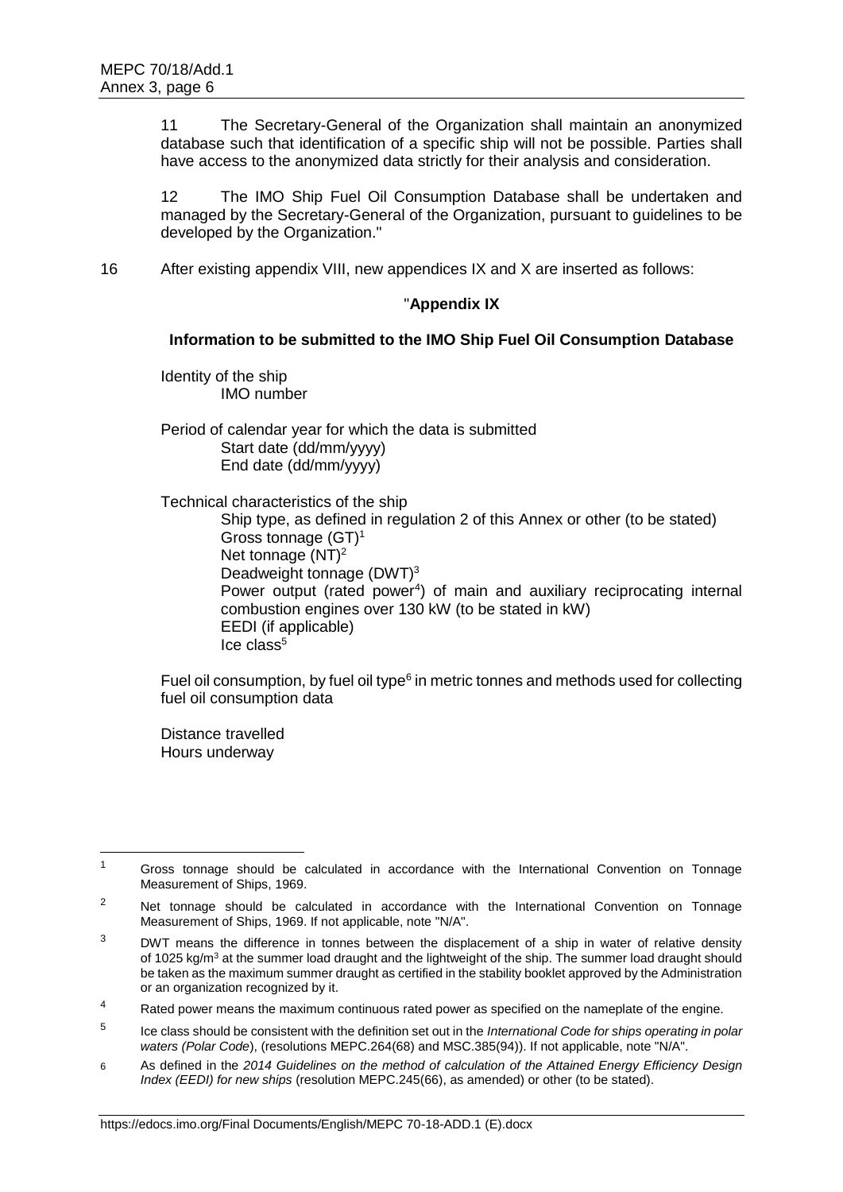11 The Secretary-General of the Organization shall maintain an anonymized database such that identification of a specific ship will not be possible. Parties shall have access to the anonymized data strictly for their analysis and consideration.

12 The IMO Ship Fuel Oil Consumption Database shall be undertaken and managed by the Secretary-General of the Organization, pursuant to guidelines to be developed by the Organization."

16 After existing appendix VIII, new appendices IX and X are inserted as follows:

"**Appendix IX**

**Information to be submitted to the IMO Ship Fuel Oil Consumption Database**

Identity of the ship
    IMO number

Period of calendar year for which the data is submitted
    Start date (dd/mm/yyyy)
    End date (dd/mm/yyyy)

Technical characteristics of the ship
    Ship type, as defined in regulation 2 of this Annex or other (to be stated)
    Gross tonnage (GT)[1]
    Net tonnage (NT)[2]
    Deadweight tonnage (DWT)[3]
    Power output (rated power[4]) of main and auxiliary reciprocating internal combustion engines over 130 kW (to be stated in kW)
    EEDI (if applicable)
    Ice class[5]

Fuel oil consumption, by fuel oil type[6] in metric tonnes and methods used for collecting fuel oil consumption data

Distance travelled
Hours underway

---

[1] Gross tonnage should be calculated in accordance with the International Convention on Tonnage Measurement of Ships, 1969.

[2] Net tonnage should be calculated in accordance with the International Convention on Tonnage Measurement of Ships, 1969. If not applicable, note "N/A".

[3] DWT means the difference in tonnes between the displacement of a ship in water of relative density of 1025 kg/m$^3$ at the summer load draught and the lightweight of the ship. The summer load draught should be taken as the maximum summer draught as certified in the stability booklet approved by the Administration or an organization recognized by it.

[4] Rated power means the maximum continuous rated power as specified on the nameplate of the engine.

[5] Ice class should be consistent with the definition set out in the *International Code for ships operating in polar waters (Polar Code*), (resolutions MEPC.264(68) and MSC.385(94)). If not applicable, note "N/A".

[6] As defined in the *2014 Guidelines on the method of calculation of the Attained Energy Efficiency Design Index (EEDI) for new ships* (resolution MEPC.245(66), as amended) or other (to be stated).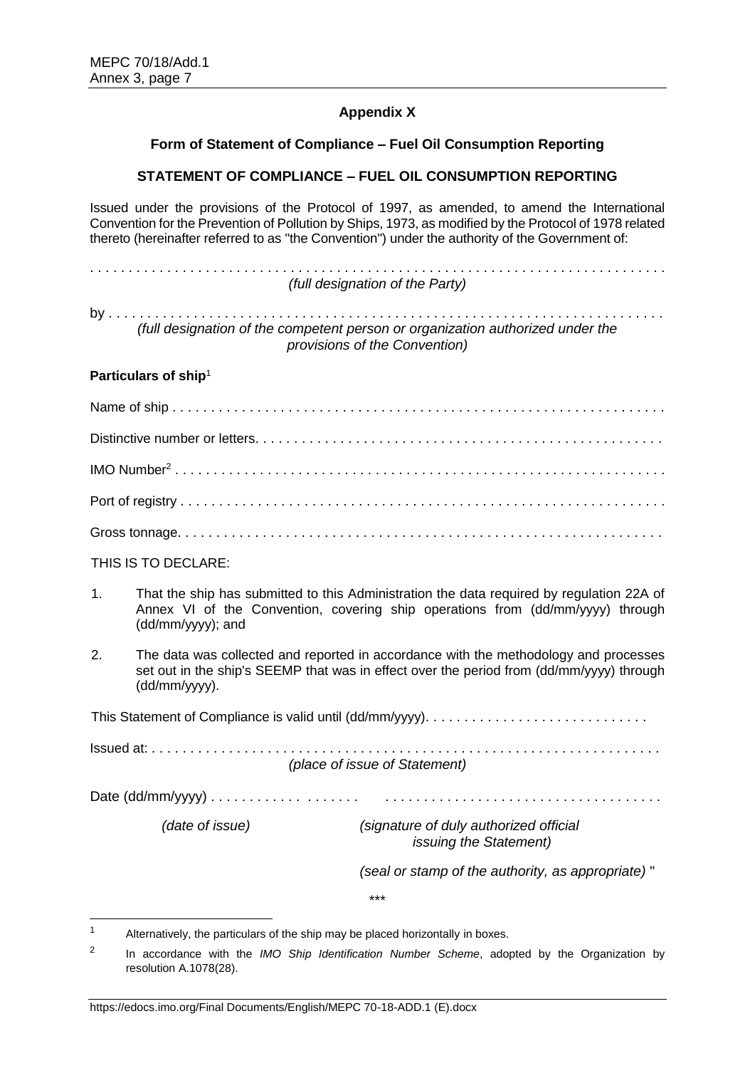## Appendix X

### Form of Statement of Compliance – Fuel Oil Consumption Reporting

### STATEMENT OF COMPLIANCE – FUEL OIL CONSUMPTION REPORTING

Issued under the provisions of the Protocol of 1997, as amended, to amend the International Convention for the Prevention of Pollution by Ships, 1973, as modified by the Protocol of 1978 related thereto (hereinafter referred to as "the Convention") under the authority of the Government of:

. . . . . . . . . . . . . . . . . . . . . . . . . . . . . . . . . . . . . . . . . . . . . . . . . . . . . . . . . . . . . . . . . . . . . . . . . .
*(full designation of the Party)*

by . . . . . . . . . . . . . . . . . . . . . . . . . . . . . . . . . . . . . . . . . . . . . . . . . . . . . . . . . . . . . . . . . . . . . . . .
*(full designation of the competent person or organization authorized under the provisions of the Convention)*

**Particulars of ship**[1]

Name of ship . . . . . . . . . . . . . . . . . . . . . . . . . . . . . . . . . . . . . . . . . . . . . . . . . . . . . . . . . . . . . .

Distinctive number or letters. . . . . . . . . . . . . . . . . . . . . . . . . . . . . . . . . . . . . . . . . . . . . . . . . . . .

IMO Number[2] . . . . . . . . . . . . . . . . . . . . . . . . . . . . . . . . . . . . . . . . . . . . . . . . . . . . . . . . . . . . . .

Port of registry . . . . . . . . . . . . . . . . . . . . . . . . . . . . . . . . . . . . . . . . . . . . . . . . . . . . . . . . . . . . . .

Gross tonnage. . . . . . . . . . . . . . . . . . . . . . . . . . . . . . . . . . . . . . . . . . . . . . . . . . . . . . . . . . . . . .

THIS IS TO DECLARE:

1. That the ship has submitted to this Administration the data required by regulation 22A of Annex VI of the Convention, covering ship operations from (dd/mm/yyyy) through (dd/mm/yyyy); and

2. The data was collected and reported in accordance with the methodology and processes set out in the ship's SEEMP that was in effect over the period from (dd/mm/yyyy) through (dd/mm/yyyy).

This Statement of Compliance is valid until (dd/mm/yyyy). . . . . . . . . . . . . . . . . . . . . . . . . . . . .

Issued at: . . . . . . . . . . . . . . . . . . . . . . . . . . . . . . . . . . . . . . . . . . . . . . . . . . . . . . . . . . . . . . . .
*(place of issue of Statement)*

Date (dd/mm/yyyy) . . . . . . . . . . . . . . . . . . . . . . . . . . . . . . . . . . . . . . . . . . . . . . . . . . . . . . . .

*(date of issue)* *(signature of duly authorized official issuing the Statement)*

*(seal or stamp of the authority, as appropriate)* "

\*\*\*

[1] Alternatively, the particulars of the ship may be placed horizontally in boxes.

[2] In accordance with the *IMO Ship Identification Number Scheme*, adopted by the Organization by resolution A.1078(28).